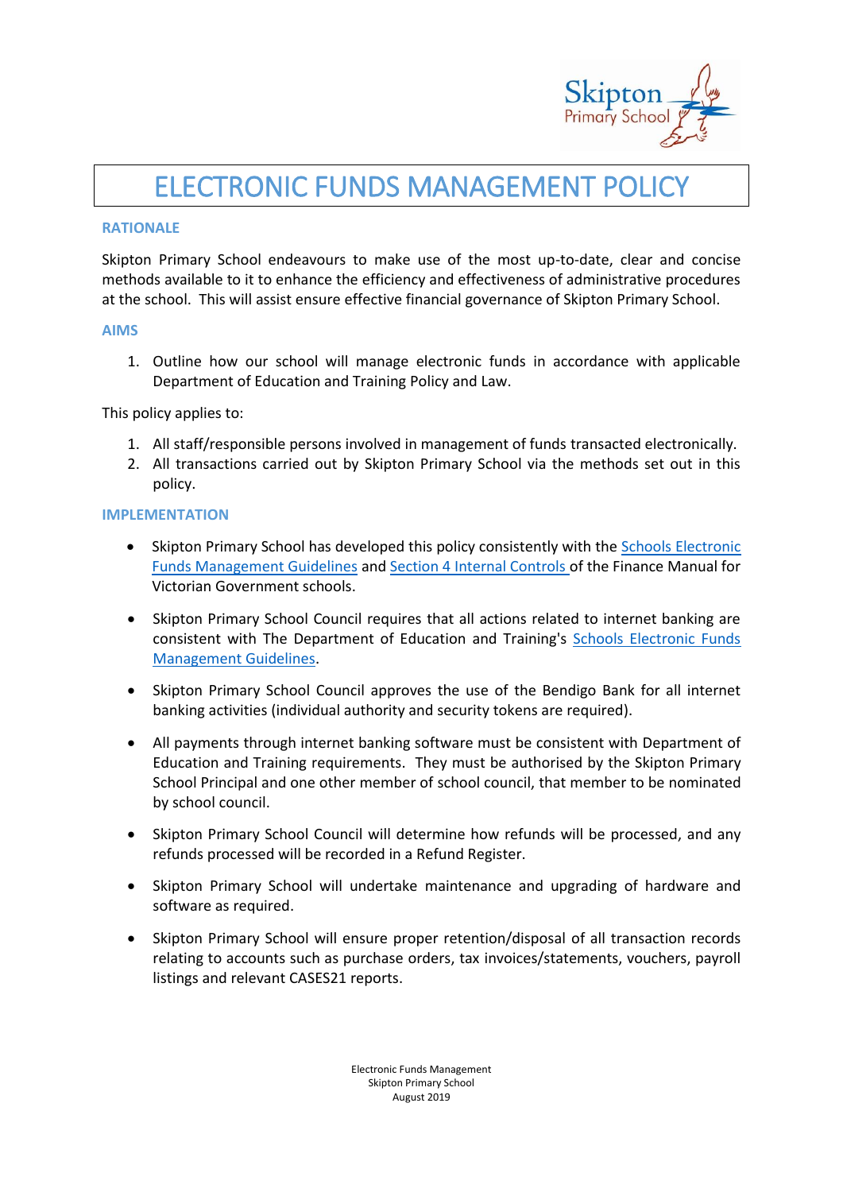# ELECTRONIC FUNDS MANAGEMENT POLICY

## RATIONALE

Skipton Primary School endeavours to make use of the most up-to-date, clear and concise methods available to it to enhance the efficiency and effectiveness of administrative procedures at the school. This will assist ensure effective financial governance of Skipton Primary School.

## AIMS

1. Outline how our school will manage electronic funds in accordance with applicable Department of Education and Training Policy and Law.

This policy applies to:

1. All staff/responsible persons involved in management of funds transacted electronically.
2. All transactions carried out by Skipton Primary School via the methods set out in this policy.

## IMPLEMENTATION

- Skipton Primary School has developed this policy consistently with the Schools Electronic Funds Management Guidelines and Section 4 Internal Controls of the Finance Manual for Victorian Government schools.

- Skipton Primary School Council requires that all actions related to internet banking are consistent with The Department of Education and Training's Schools Electronic Funds Management Guidelines.

- Skipton Primary School Council approves the use of the Bendigo Bank for all internet banking activities (individual authority and security tokens are required).

- All payments through internet banking software must be consistent with Department of Education and Training requirements. They must be authorised by the Skipton Primary School Principal and one other member of school council, that member to be nominated by school council.

- Skipton Primary School Council will determine how refunds will be processed, and any refunds processed will be recorded in a Refund Register.

- Skipton Primary School will undertake maintenance and upgrading of hardware and software as required.

- Skipton Primary School will ensure proper retention/disposal of all transaction records relating to accounts such as purchase orders, tax invoices/statements, vouchers, payroll listings and relevant CASES21 reports.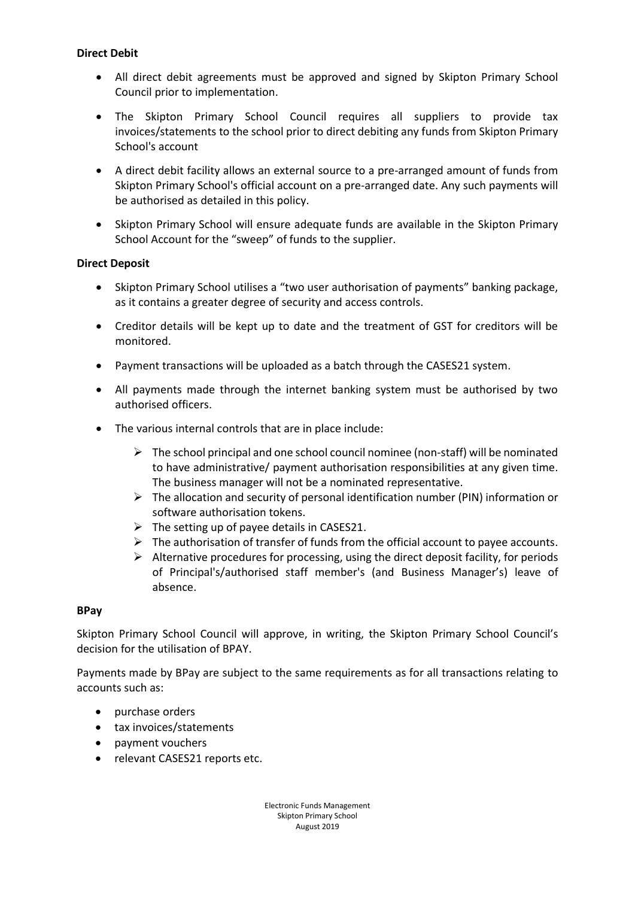**Direct Debit**

- All direct debit agreements must be approved and signed by Skipton Primary School Council prior to implementation.
- The Skipton Primary School Council requires all suppliers to provide tax invoices/statements to the school prior to direct debiting any funds from Skipton Primary School's account
- A direct debit facility allows an external source to a pre-arranged amount of funds from Skipton Primary School's official account on a pre-arranged date. Any such payments will be authorised as detailed in this policy.
- Skipton Primary School will ensure adequate funds are available in the Skipton Primary School Account for the "sweep" of funds to the supplier.

**Direct Deposit**

- Skipton Primary School utilises a "two user authorisation of payments" banking package, as it contains a greater degree of security and access controls.
- Creditor details will be kept up to date and the treatment of GST for creditors will be monitored.
- Payment transactions will be uploaded as a batch through the CASES21 system.
- All payments made through the internet banking system must be authorised by two authorised officers.
- The various internal controls that are in place include:
  - The school principal and one school council nominee (non-staff) will be nominated to have administrative/ payment authorisation responsibilities at any given time. The business manager will not be a nominated representative.
  - The allocation and security of personal identification number (PIN) information or software authorisation tokens.
  - The setting up of payee details in CASES21.
  - The authorisation of transfer of funds from the official account to payee accounts.
  - Alternative procedures for processing, using the direct deposit facility, for periods of Principal's/authorised staff member's (and Business Manager's) leave of absence.

**BPay**

Skipton Primary School Council will approve, in writing, the Skipton Primary School Council's decision for the utilisation of BPAY.

Payments made by BPay are subject to the same requirements as for all transactions relating to accounts such as:

- purchase orders
- tax invoices/statements
- payment vouchers
- relevant CASES21 reports etc.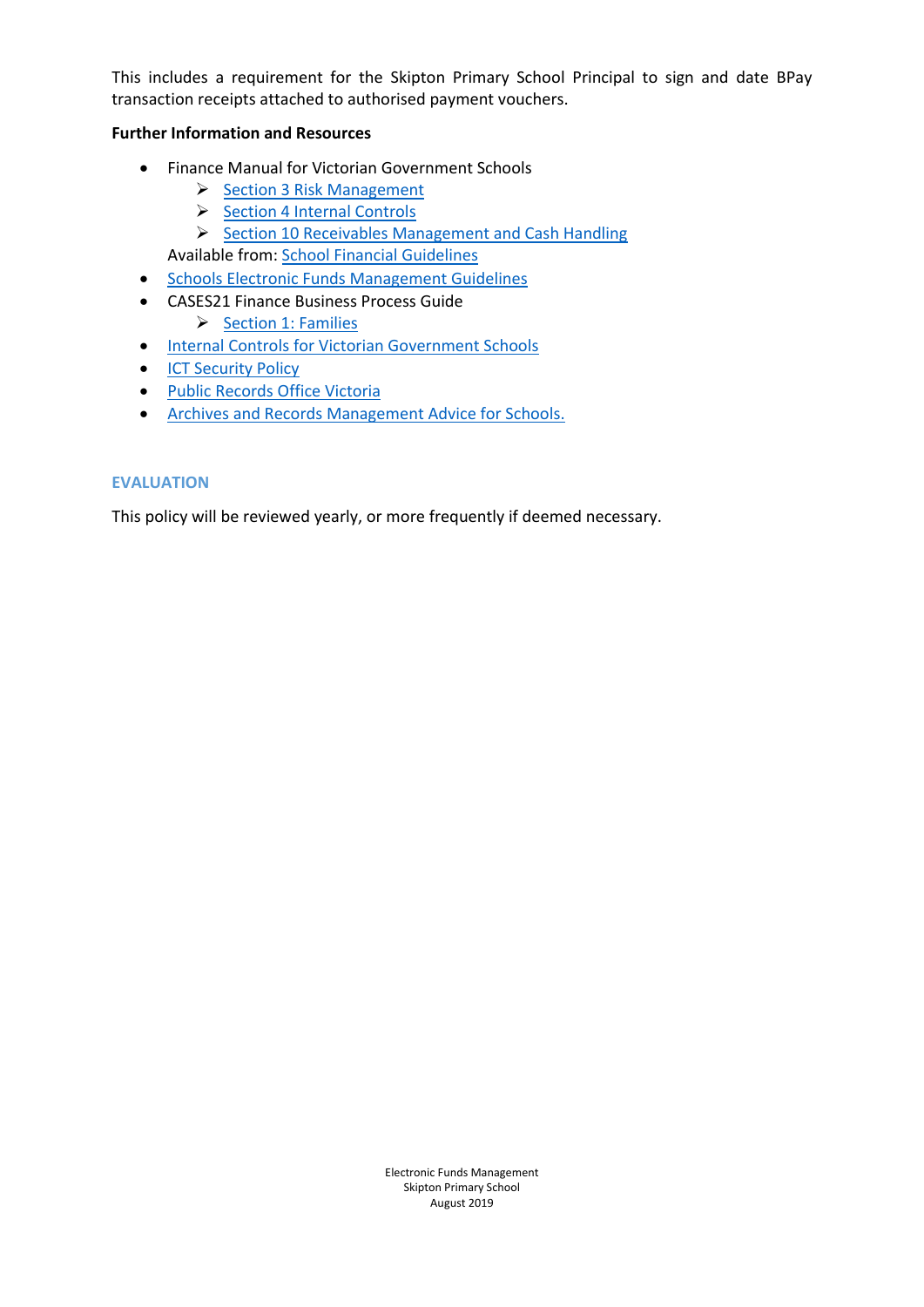This includes a requirement for the Skipton Primary School Principal to sign and date BPay transaction receipts attached to authorised payment vouchers.

**Further Information and Resources**

- Finance Manual for Victorian Government Schools
  - Section 3 Risk Management
  - Section 4 Internal Controls
  - Section 10 Receivables Management and Cash Handling

  Available from: School Financial Guidelines
- Schools Electronic Funds Management Guidelines
- CASES21 Finance Business Process Guide
  - Section 1: Families
- Internal Controls for Victorian Government Schools
- ICT Security Policy
- Public Records Office Victoria
- Archives and Records Management Advice for Schools.

## EVALUATION

This policy will be reviewed yearly, or more frequently if deemed necessary.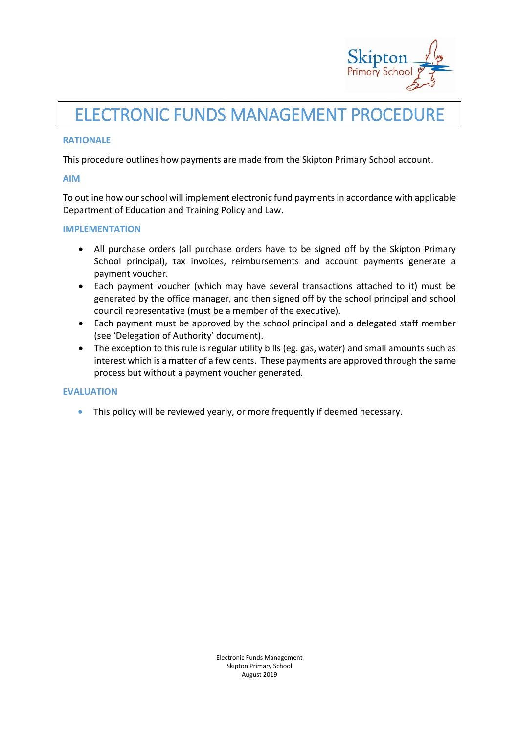# ELECTRONIC FUNDS MANAGEMENT PROCEDURE

### RATIONALE

This procedure outlines how payments are made from the Skipton Primary School account.

### AIM

To outline how our school will implement electronic fund payments in accordance with applicable Department of Education and Training Policy and Law.

### IMPLEMENTATION

- All purchase orders (all purchase orders have to be signed off by the Skipton Primary School principal), tax invoices, reimbursements and account payments generate a payment voucher.
- Each payment voucher (which may have several transactions attached to it) must be generated by the office manager, and then signed off by the school principal and school council representative (must be a member of the executive).
- Each payment must be approved by the school principal and a delegated staff member (see 'Delegation of Authority' document).
- The exception to this rule is regular utility bills (eg. gas, water) and small amounts such as interest which is a matter of a few cents. These payments are approved through the same process but without a payment voucher generated.

### EVALUATION

- This policy will be reviewed yearly, or more frequently if deemed necessary.

Electronic Funds Management
Skipton Primary School
August 2019